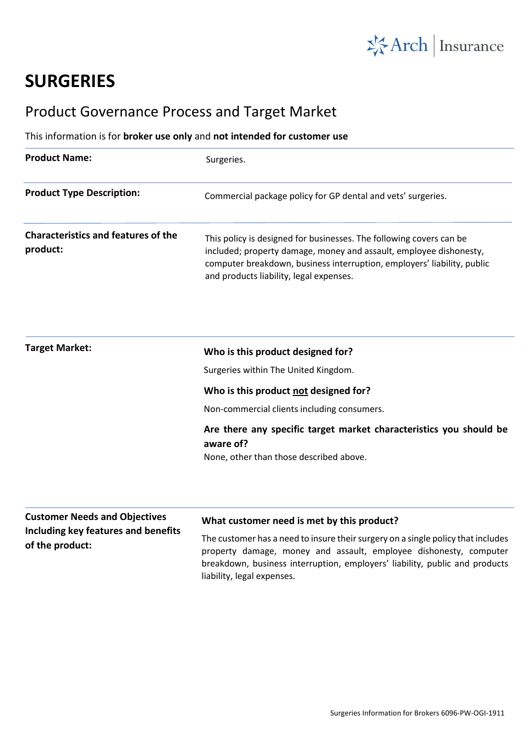# SURGERIES

## Product Governance Process and Target Market

This information is for **broker use only** and **not intended for customer use**

| | |
|---|---|
| **Product Name:** | Surgeries. |
| **Product Type Description:** | Commercial package policy for GP dental and vets' surgeries. |
| **Characteristics and features of the product:** | This policy is designed for businesses. The following covers can be included; property damage, money and assault, employee dishonesty, computer breakdown, business interruption, employers' liability, public and products liability, legal expenses. |
| **Target Market:** | **Who is this product designed for?**<br>Surgeries within The United Kingdom.<br>**Who is this product not designed for?**<br>Non-commercial clients including consumers.<br>**Are there any specific target market characteristics you should be aware of?**<br>None, other than those described above. |
| **Customer Needs and Objectives Including key features and benefits of the product:** | **What customer need is met by this product?**<br>The customer has a need to insure their surgery on a single policy that includes property damage, money and assault, employee dishonesty, computer breakdown, business interruption, employers' liability, public and products liability, legal expenses. |

Surgeries Information for Brokers 6096-PW-OGI-1911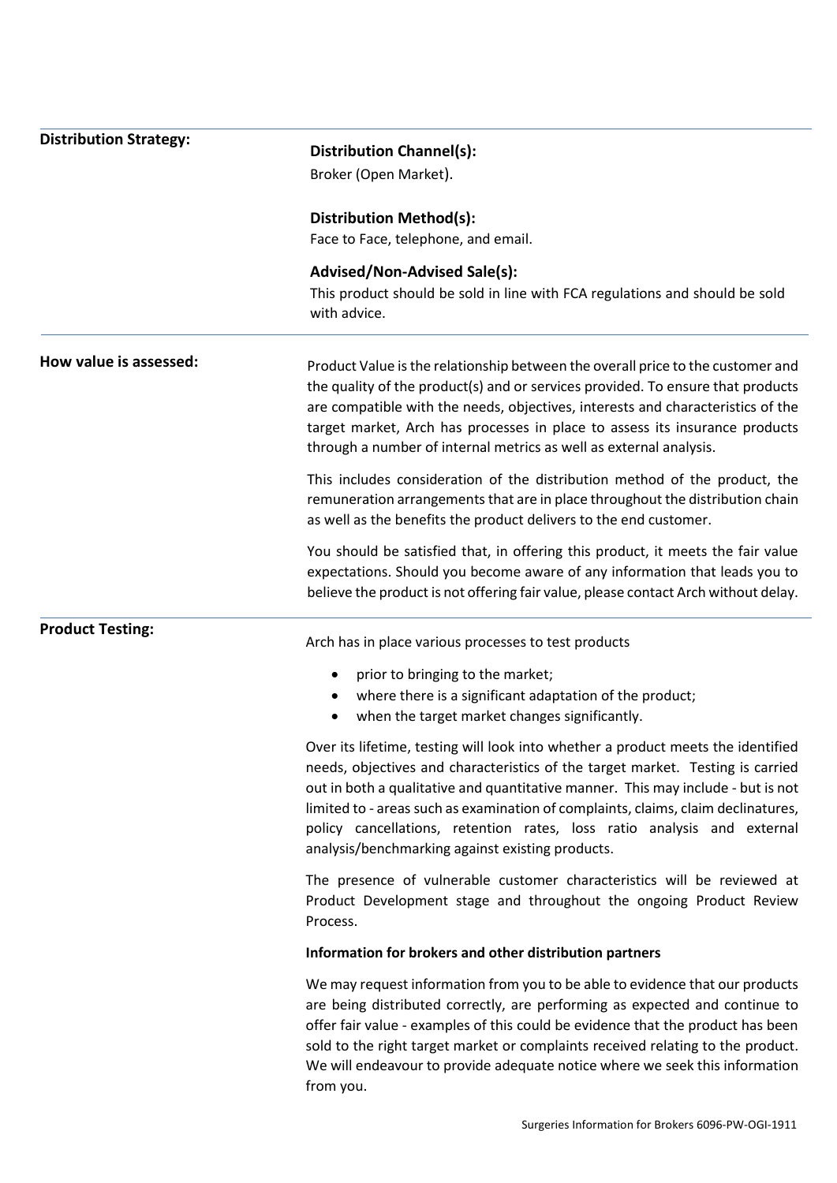## Distribution Strategy:

### Distribution Channel(s):

Broker (Open Market).

### Distribution Method(s):

Face to Face, telephone, and email.

### Advised/Non-Advised Sale(s):

This product should be sold in line with FCA regulations and should be sold with advice.

## How value is assessed:

Product Value is the relationship between the overall price to the customer and the quality of the product(s) and or services provided. To ensure that products are compatible with the needs, objectives, interests and characteristics of the target market, Arch has processes in place to assess its insurance products through a number of internal metrics as well as external analysis.

This includes consideration of the distribution method of the product, the remuneration arrangements that are in place throughout the distribution chain as well as the benefits the product delivers to the end customer.

You should be satisfied that, in offering this product, it meets the fair value expectations. Should you become aware of any information that leads you to believe the product is not offering fair value, please contact Arch without delay.

## Product Testing:

Arch has in place various processes to test products

- prior to bringing to the market;
- where there is a significant adaptation of the product;
- when the target market changes significantly.

Over its lifetime, testing will look into whether a product meets the identified needs, objectives and characteristics of the target market. Testing is carried out in both a qualitative and quantitative manner. This may include - but is not limited to - areas such as examination of complaints, claims, claim declinatures, policy cancellations, retention rates, loss ratio analysis and external analysis/benchmarking against existing products.

The presence of vulnerable customer characteristics will be reviewed at Product Development stage and throughout the ongoing Product Review Process.

**Information for brokers and other distribution partners**

We may request information from you to be able to evidence that our products are being distributed correctly, are performing as expected and continue to offer fair value - examples of this could be evidence that the product has been sold to the right target market or complaints received relating to the product. We will endeavour to provide adequate notice where we seek this information from you.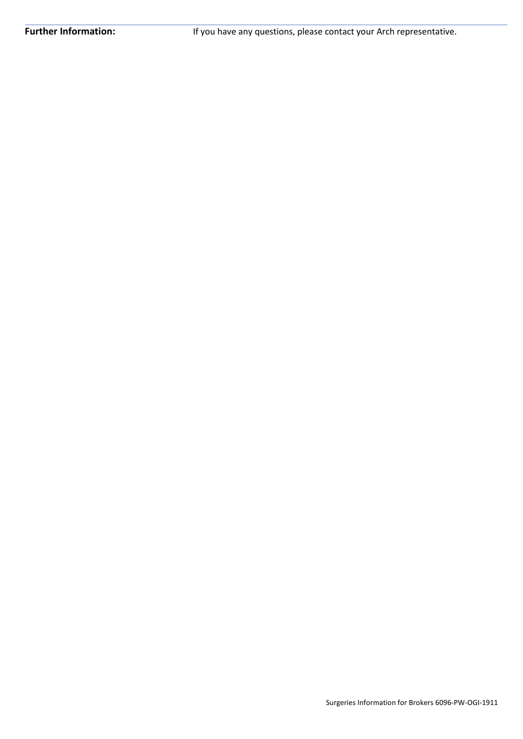| | |
|---|---|
| **Further Information:** | If you have any questions, please contact your Arch representative. |